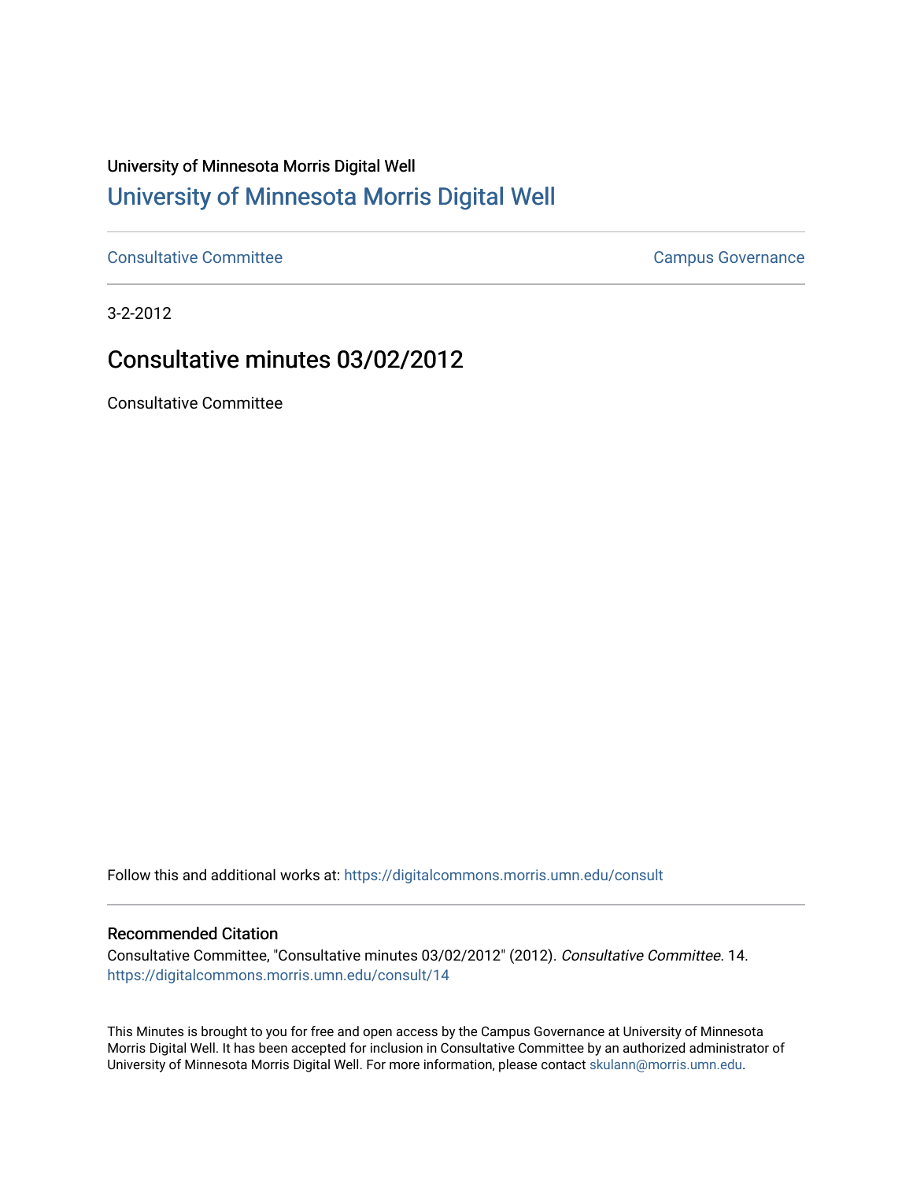University of Minnesota Morris Digital Well

# University of Minnesota Morris Digital Well

Consultative Committee | Campus Governance

3-2-2012

## Consultative minutes 03/02/2012

Consultative Committee

Follow this and additional works at: https://digitalcommons.morris.umn.edu/consult

### Recommended Citation

Consultative Committee, "Consultative minutes 03/02/2012" (2012). *Consultative Committee*. 14.
https://digitalcommons.morris.umn.edu/consult/14

This Minutes is brought to you for free and open access by the Campus Governance at University of Minnesota Morris Digital Well. It has been accepted for inclusion in Consultative Committee by an authorized administrator of University of Minnesota Morris Digital Well. For more information, please contact skulann@morris.umn.edu.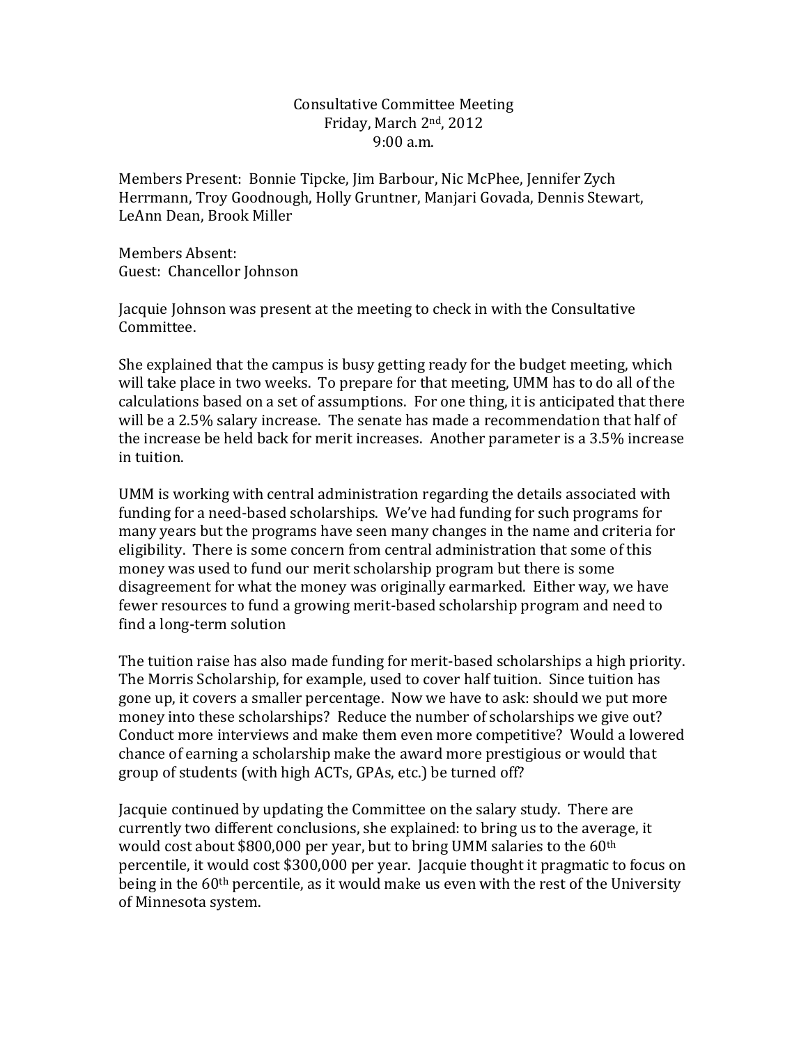Consultative Committee Meeting
Friday, March 2nd, 2012
9:00 a.m.

Members Present: Bonnie Tipcke, Jim Barbour, Nic McPhee, Jennifer Zych Herrmann, Troy Goodnough, Holly Gruntner, Manjari Govada, Dennis Stewart, LeAnn Dean, Brook Miller

Members Absent:
Guest: Chancellor Johnson

Jacquie Johnson was present at the meeting to check in with the Consultative Committee.

She explained that the campus is busy getting ready for the budget meeting, which will take place in two weeks. To prepare for that meeting, UMM has to do all of the calculations based on a set of assumptions. For one thing, it is anticipated that there will be a 2.5% salary increase. The senate has made a recommendation that half of the increase be held back for merit increases. Another parameter is a 3.5% increase in tuition.

UMM is working with central administration regarding the details associated with funding for a need-based scholarships. We've had funding for such programs for many years but the programs have seen many changes in the name and criteria for eligibility. There is some concern from central administration that some of this money was used to fund our merit scholarship program but there is some disagreement for what the money was originally earmarked. Either way, we have fewer resources to fund a growing merit-based scholarship program and need to find a long-term solution

The tuition raise has also made funding for merit-based scholarships a high priority. The Morris Scholarship, for example, used to cover half tuition. Since tuition has gone up, it covers a smaller percentage. Now we have to ask: should we put more money into these scholarships? Reduce the number of scholarships we give out? Conduct more interviews and make them even more competitive? Would a lowered chance of earning a scholarship make the award more prestigious or would that group of students (with high ACTs, GPAs, etc.) be turned off?

Jacquie continued by updating the Committee on the salary study. There are currently two different conclusions, she explained: to bring us to the average, it would cost about $800,000 per year, but to bring UMM salaries to the 60th percentile, it would cost $300,000 per year. Jacquie thought it pragmatic to focus on being in the 60th percentile, as it would make us even with the rest of the University of Minnesota system.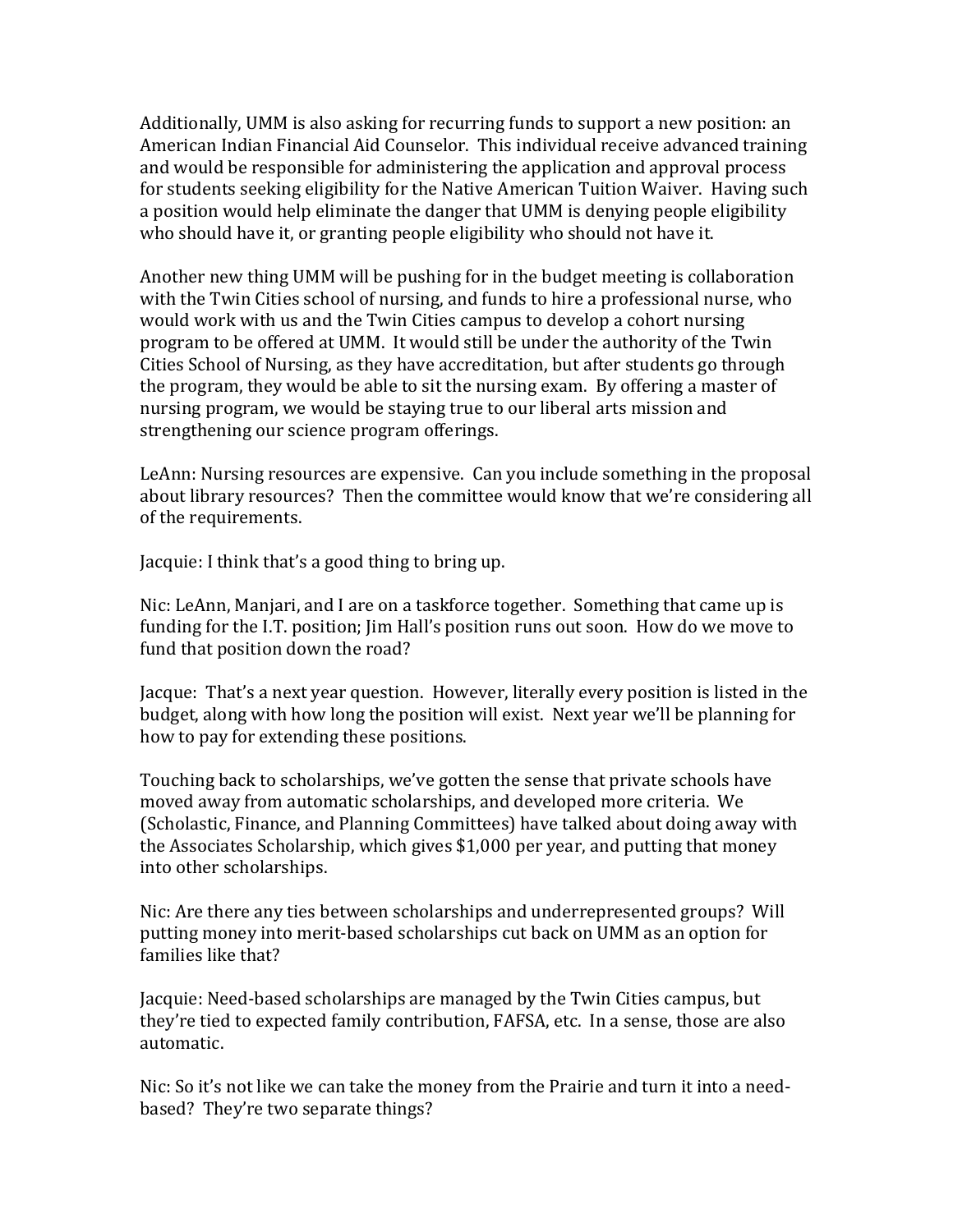Additionally, UMM is also asking for recurring funds to support a new position: an American Indian Financial Aid Counselor. This individual receive advanced training and would be responsible for administering the application and approval process for students seeking eligibility for the Native American Tuition Waiver. Having such a position would help eliminate the danger that UMM is denying people eligibility who should have it, or granting people eligibility who should not have it.

Another new thing UMM will be pushing for in the budget meeting is collaboration with the Twin Cities school of nursing, and funds to hire a professional nurse, who would work with us and the Twin Cities campus to develop a cohort nursing program to be offered at UMM. It would still be under the authority of the Twin Cities School of Nursing, as they have accreditation, but after students go through the program, they would be able to sit the nursing exam. By offering a master of nursing program, we would be staying true to our liberal arts mission and strengthening our science program offerings.

LeAnn: Nursing resources are expensive. Can you include something in the proposal about library resources? Then the committee would know that we're considering all of the requirements.

Jacquie: I think that's a good thing to bring up.

Nic: LeAnn, Manjari, and I are on a taskforce together. Something that came up is funding for the I.T. position; Jim Hall's position runs out soon. How do we move to fund that position down the road?

Jacque: That's a next year question. However, literally every position is listed in the budget, along with how long the position will exist. Next year we'll be planning for how to pay for extending these positions.

Touching back to scholarships, we've gotten the sense that private schools have moved away from automatic scholarships, and developed more criteria. We (Scholastic, Finance, and Planning Committees) have talked about doing away with the Associates Scholarship, which gives $1,000 per year, and putting that money into other scholarships.

Nic: Are there any ties between scholarships and underrepresented groups? Will putting money into merit-based scholarships cut back on UMM as an option for families like that?

Jacquie: Need-based scholarships are managed by the Twin Cities campus, but they're tied to expected family contribution, FAFSA, etc. In a sense, those are also automatic.

Nic: So it's not like we can take the money from the Prairie and turn it into a need-based? They're two separate things?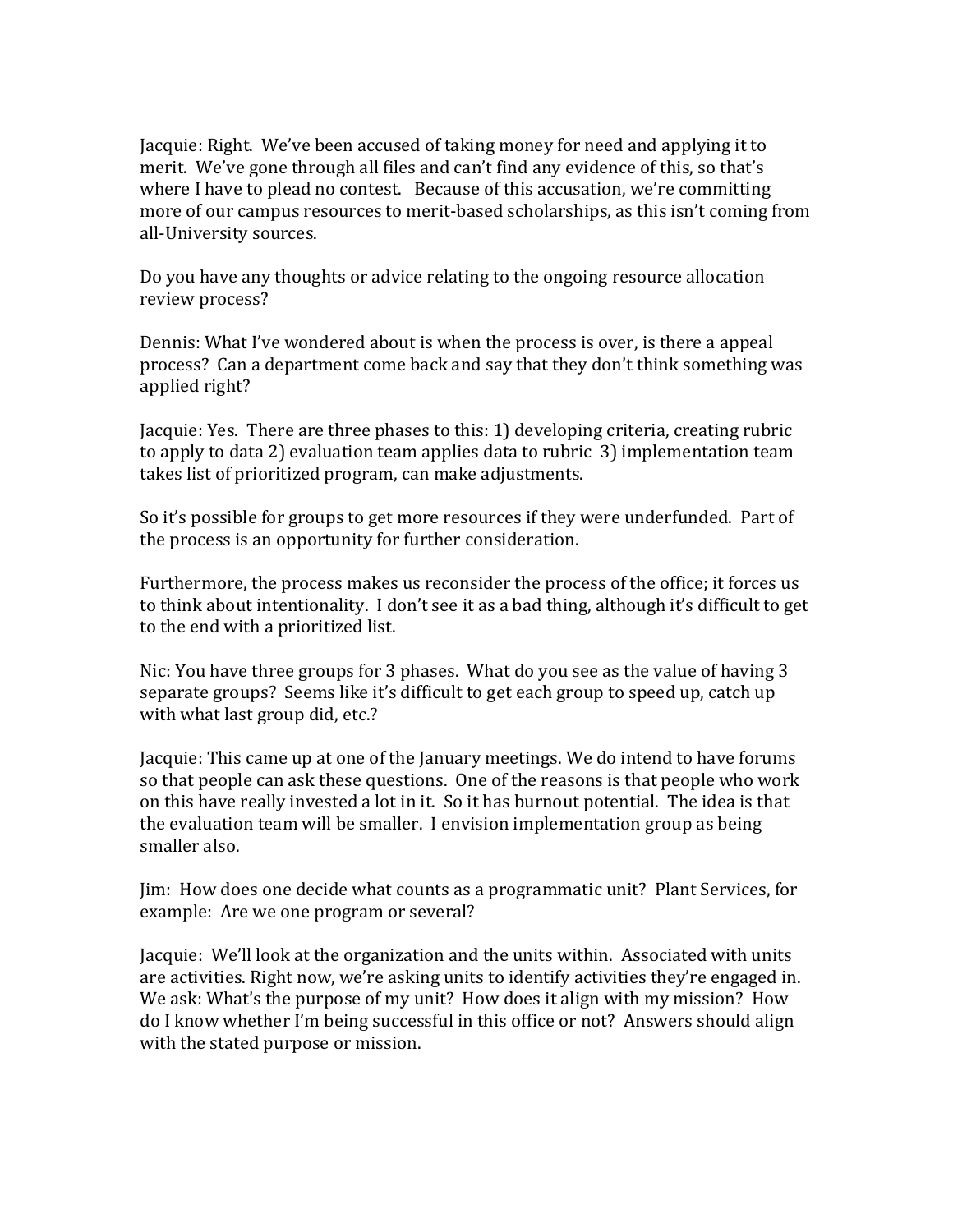Jacquie: Right. We've been accused of taking money for need and applying it to merit. We've gone through all files and can't find any evidence of this, so that's where I have to plead no contest. Because of this accusation, we're committing more of our campus resources to merit-based scholarships, as this isn't coming from all-University sources.

Do you have any thoughts or advice relating to the ongoing resource allocation review process?

Dennis: What I've wondered about is when the process is over, is there a appeal process? Can a department come back and say that they don't think something was applied right?

Jacquie: Yes. There are three phases to this: 1) developing criteria, creating rubric to apply to data 2) evaluation team applies data to rubric 3) implementation team takes list of prioritized program, can make adjustments.

So it's possible for groups to get more resources if they were underfunded. Part of the process is an opportunity for further consideration.

Furthermore, the process makes us reconsider the process of the office; it forces us to think about intentionality. I don't see it as a bad thing, although it's difficult to get to the end with a prioritized list.

Nic: You have three groups for 3 phases. What do you see as the value of having 3 separate groups? Seems like it's difficult to get each group to speed up, catch up with what last group did, etc.?

Jacquie: This came up at one of the January meetings. We do intend to have forums so that people can ask these questions. One of the reasons is that people who work on this have really invested a lot in it. So it has burnout potential. The idea is that the evaluation team will be smaller. I envision implementation group as being smaller also.

Jim: How does one decide what counts as a programmatic unit? Plant Services, for example: Are we one program or several?

Jacquie: We'll look at the organization and the units within. Associated with units are activities. Right now, we're asking units to identify activities they're engaged in. We ask: What's the purpose of my unit? How does it align with my mission? How do I know whether I'm being successful in this office or not? Answers should align with the stated purpose or mission.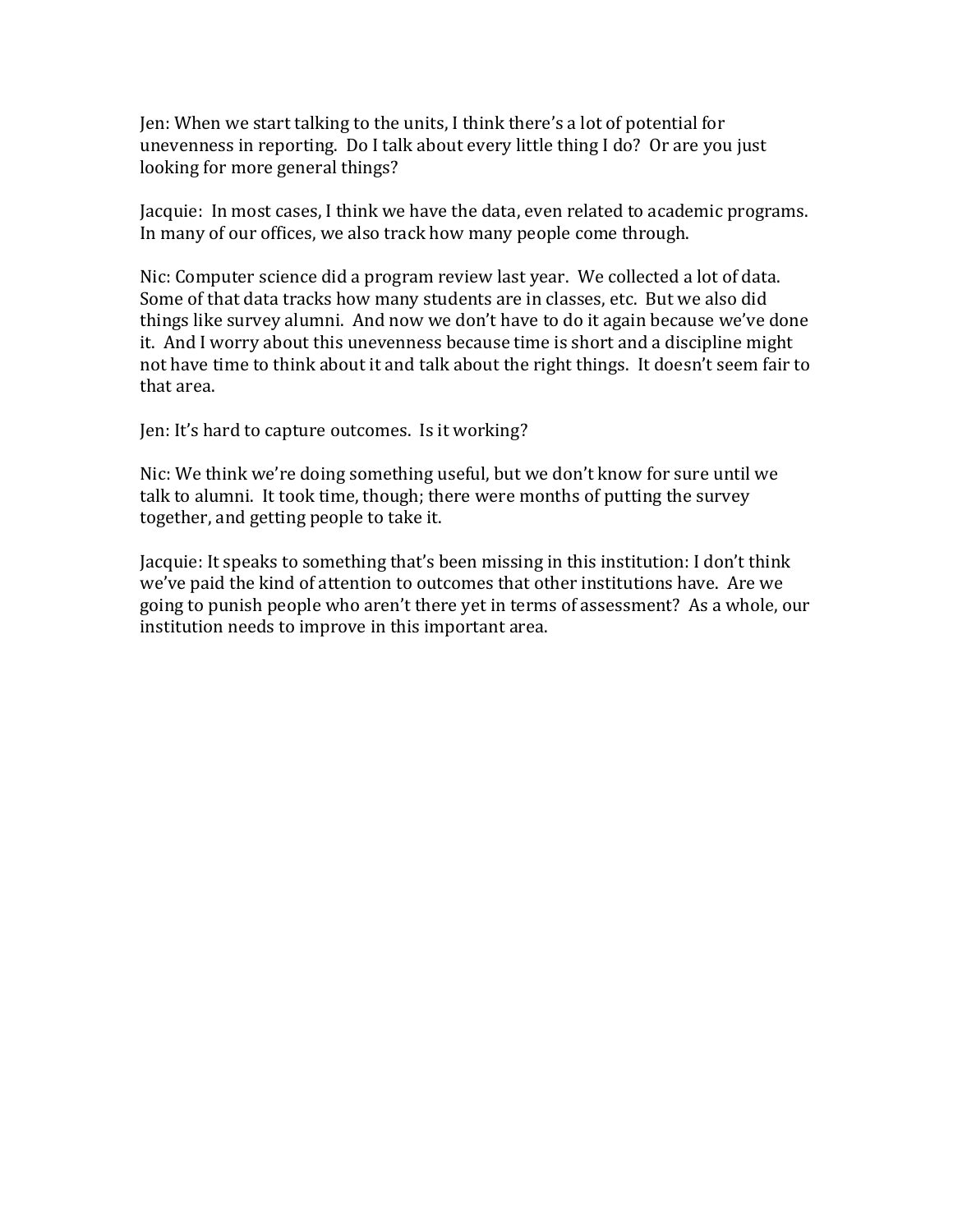Jen: When we start talking to the units, I think there's a lot of potential for unevenness in reporting. Do I talk about every little thing I do? Or are you just looking for more general things?

Jacquie: In most cases, I think we have the data, even related to academic programs. In many of our offices, we also track how many people come through.

Nic: Computer science did a program review last year. We collected a lot of data. Some of that data tracks how many students are in classes, etc. But we also did things like survey alumni. And now we don't have to do it again because we've done it. And I worry about this unevenness because time is short and a discipline might not have time to think about it and talk about the right things. It doesn't seem fair to that area.

Jen: It's hard to capture outcomes. Is it working?

Nic: We think we're doing something useful, but we don't know for sure until we talk to alumni. It took time, though; there were months of putting the survey together, and getting people to take it.

Jacquie: It speaks to something that's been missing in this institution: I don't think we've paid the kind of attention to outcomes that other institutions have. Are we going to punish people who aren't there yet in terms of assessment? As a whole, our institution needs to improve in this important area.